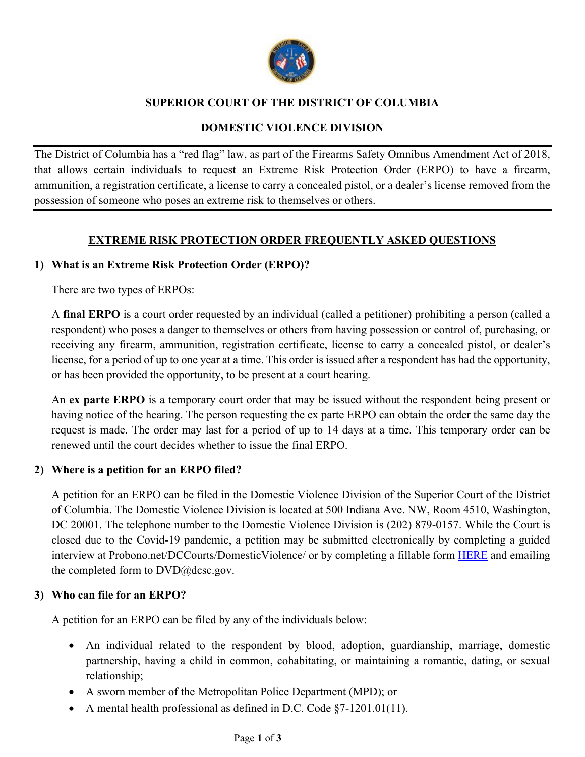## SUPERIOR COURT OF THE DISTRICT OF COLUMBIA

## DOMESTIC VIOLENCE DIVISION

The District of Columbia has a "red flag" law, as part of the Firearms Safety Omnibus Amendment Act of 2018, that allows certain individuals to request an Extreme Risk Protection Order (ERPO) to have a firearm, ammunition, a registration certificate, a license to carry a concealed pistol, or a dealer's license removed from the possession of someone who poses an extreme risk to themselves or others.

### EXTREME RISK PROTECTION ORDER FREQUENTLY ASKED QUESTIONS

**1) What is an Extreme Risk Protection Order (ERPO)?**

There are two types of ERPOs:

A **final ERPO** is a court order requested by an individual (called a petitioner) prohibiting a person (called a respondent) who poses a danger to themselves or others from having possession or control of, purchasing, or receiving any firearm, ammunition, registration certificate, license to carry a concealed pistol, or dealer's license, for a period of up to one year at a time. This order is issued after a respondent has had the opportunity, or has been provided the opportunity, to be present at a court hearing.

An **ex parte ERPO** is a temporary court order that may be issued without the respondent being present or having notice of the hearing. The person requesting the ex parte ERPO can obtain the order the same day the request is made. The order may last for a period of up to 14 days at a time. This temporary order can be renewed until the court decides whether to issue the final ERPO.

**2) Where is a petition for an ERPO filed?**

A petition for an ERPO can be filed in the Domestic Violence Division of the Superior Court of the District of Columbia. The Domestic Violence Division is located at 500 Indiana Ave. NW, Room 4510, Washington, DC 20001. The telephone number to the Domestic Violence Division is (202) 879-0157. While the Court is closed due to the Covid-19 pandemic, a petition may be submitted electronically by completing a guided interview at Probono.net/DCCourts/DomesticViolence/ or by completing a fillable form HERE and emailing the completed form to DVD@dcsc.gov.

**3) Who can file for an ERPO?**

A petition for an ERPO can be filed by any of the individuals below:

- An individual related to the respondent by blood, adoption, guardianship, marriage, domestic partnership, having a child in common, cohabitating, or maintaining a romantic, dating, or sexual relationship;
- A sworn member of the Metropolitan Police Department (MPD); or
- A mental health professional as defined in D.C. Code §7-1201.01(11).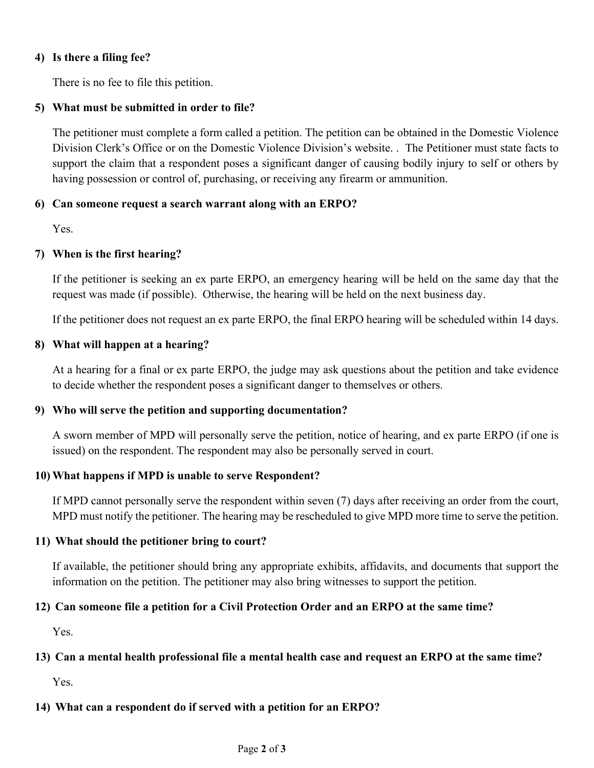**4) Is there a filing fee?**

There is no fee to file this petition.

**5) What must be submitted in order to file?**

The petitioner must complete a form called a petition. The petition can be obtained in the Domestic Violence Division Clerk's Office or on the Domestic Violence Division's website. . The Petitioner must state facts to support the claim that a respondent poses a significant danger of causing bodily injury to self or others by having possession or control of, purchasing, or receiving any firearm or ammunition.

**6) Can someone request a search warrant along with an ERPO?**

Yes.

**7) When is the first hearing?**

If the petitioner is seeking an ex parte ERPO, an emergency hearing will be held on the same day that the request was made (if possible). Otherwise, the hearing will be held on the next business day.

If the petitioner does not request an ex parte ERPO, the final ERPO hearing will be scheduled within 14 days.

**8) What will happen at a hearing?**

At a hearing for a final or ex parte ERPO, the judge may ask questions about the petition and take evidence to decide whether the respondent poses a significant danger to themselves or others.

**9) Who will serve the petition and supporting documentation?**

A sworn member of MPD will personally serve the petition, notice of hearing, and ex parte ERPO (if one is issued) on the respondent. The respondent may also be personally served in court.

**10) What happens if MPD is unable to serve Respondent?**

If MPD cannot personally serve the respondent within seven (7) days after receiving an order from the court, MPD must notify the petitioner. The hearing may be rescheduled to give MPD more time to serve the petition.

**11) What should the petitioner bring to court?**

If available, the petitioner should bring any appropriate exhibits, affidavits, and documents that support the information on the petition. The petitioner may also bring witnesses to support the petition.

**12) Can someone file a petition for a Civil Protection Order and an ERPO at the same time?**

Yes.

**13) Can a mental health professional file a mental health case and request an ERPO at the same time?**

Yes.

**14) What can a respondent do if served with a petition for an ERPO?**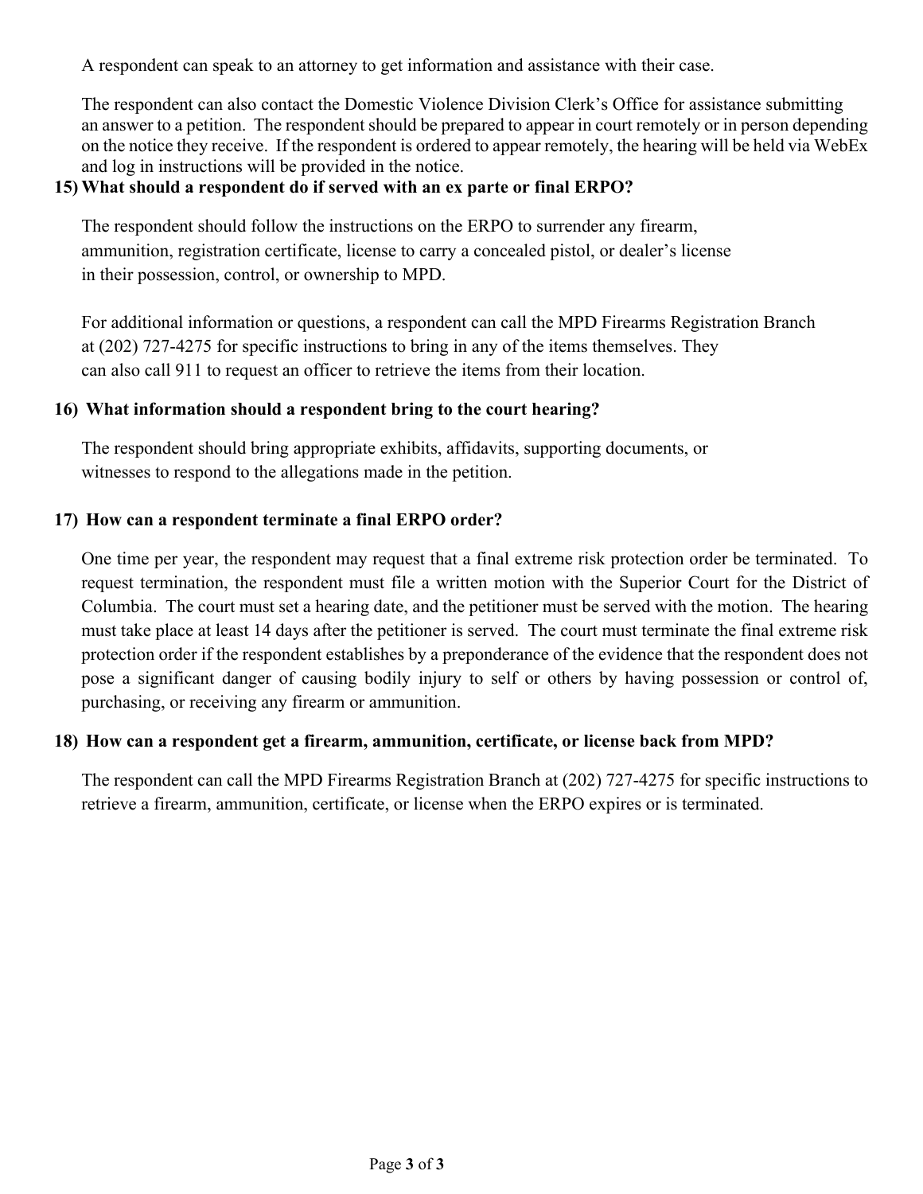A respondent can speak to an attorney to get information and assistance with their case.

The respondent can also contact the Domestic Violence Division Clerk's Office for assistance submitting an answer to a petition. The respondent should be prepared to appear in court remotely or in person depending on the notice they receive. If the respondent is ordered to appear remotely, the hearing will be held via WebEx and log in instructions will be provided in the notice.

**15) What should a respondent do if served with an ex parte or final ERPO?**

The respondent should follow the instructions on the ERPO to surrender any firearm, ammunition, registration certificate, license to carry a concealed pistol, or dealer's license in their possession, control, or ownership to MPD.

For additional information or questions, a respondent can call the MPD Firearms Registration Branch at (202) 727-4275 for specific instructions to bring in any of the items themselves. They can also call 911 to request an officer to retrieve the items from their location.

**16) What information should a respondent bring to the court hearing?**

The respondent should bring appropriate exhibits, affidavits, supporting documents, or witnesses to respond to the allegations made in the petition.

**17) How can a respondent terminate a final ERPO order?**

One time per year, the respondent may request that a final extreme risk protection order be terminated. To request termination, the respondent must file a written motion with the Superior Court for the District of Columbia. The court must set a hearing date, and the petitioner must be served with the motion. The hearing must take place at least 14 days after the petitioner is served. The court must terminate the final extreme risk protection order if the respondent establishes by a preponderance of the evidence that the respondent does not pose a significant danger of causing bodily injury to self or others by having possession or control of, purchasing, or receiving any firearm or ammunition.

**18) How can a respondent get a firearm, ammunition, certificate, or license back from MPD?**

The respondent can call the MPD Firearms Registration Branch at (202) 727-4275 for specific instructions to retrieve a firearm, ammunition, certificate, or license when the ERPO expires or is terminated.